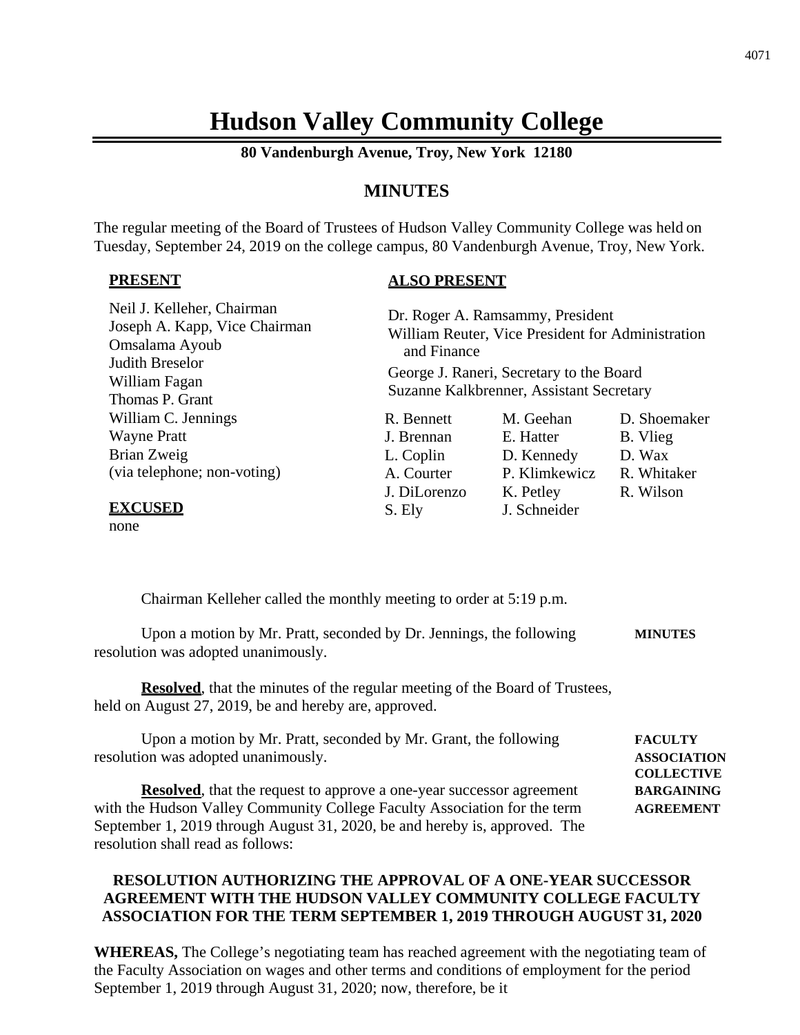# Hudson Valley Community College

**80 Vandenburgh Avenue, Troy, New York 12180**

## MINUTES

The regular meeting of the Board of Trustees of Hudson Valley Community College was held on Tuesday, September 24, 2019 on the college campus, 80 Vandenburgh Avenue, Troy, New York.

**PRESENT**

Neil J. Kelleher, Chairman
Joseph A. Kapp, Vice Chairman
Omsalama Ayoub
Judith Breselor
William Fagan
Thomas P. Grant
William C. Jennings
Wayne Pratt
Brian Zweig
(via telephone; non-voting)

**EXCUSED**

none

**ALSO PRESENT**

Dr. Roger A. Ramsammy, President
William Reuter, Vice President for Administration and Finance
George J. Raneri, Secretary to the Board
Suzanne Kalkbrenner, Assistant Secretary

| | | |
|---|---|---|
| R. Bennett | M. Geehan | D. Shoemaker |
| J. Brennan | E. Hatter | B. Vlieg |
| L. Coplin | D. Kennedy | D. Wax |
| A. Courter | P. Klimkewicz | R. Whitaker |
| J. DiLorenzo | K. Petley | R. Wilson |
| S. Ely | J. Schneider | |

Chairman Kelleher called the monthly meeting to order at 5:19 p.m.

**MINUTES**

Upon a motion by Mr. Pratt, seconded by Dr. Jennings, the following resolution was adopted unanimously.

**Resolved**, that the minutes of the regular meeting of the Board of Trustees, held on August 27, 2019, be and hereby are, approved.

**FACULTY ASSOCIATION COLLECTIVE BARGAINING AGREEMENT**

Upon a motion by Mr. Pratt, seconded by Mr. Grant, the following resolution was adopted unanimously.

**Resolved**, that the request to approve a one-year successor agreement with the Hudson Valley Community College Faculty Association for the term September 1, 2019 through August 31, 2020, be and hereby is, approved. The resolution shall read as follows:

**RESOLUTION AUTHORIZING THE APPROVAL OF A ONE-YEAR SUCCESSOR AGREEMENT WITH THE HUDSON VALLEY COMMUNITY COLLEGE FACULTY ASSOCIATION FOR THE TERM SEPTEMBER 1, 2019 THROUGH AUGUST 31, 2020**

**WHEREAS,** The College's negotiating team has reached agreement with the negotiating team of the Faculty Association on wages and other terms and conditions of employment for the period September 1, 2019 through August 31, 2020; now, therefore, be it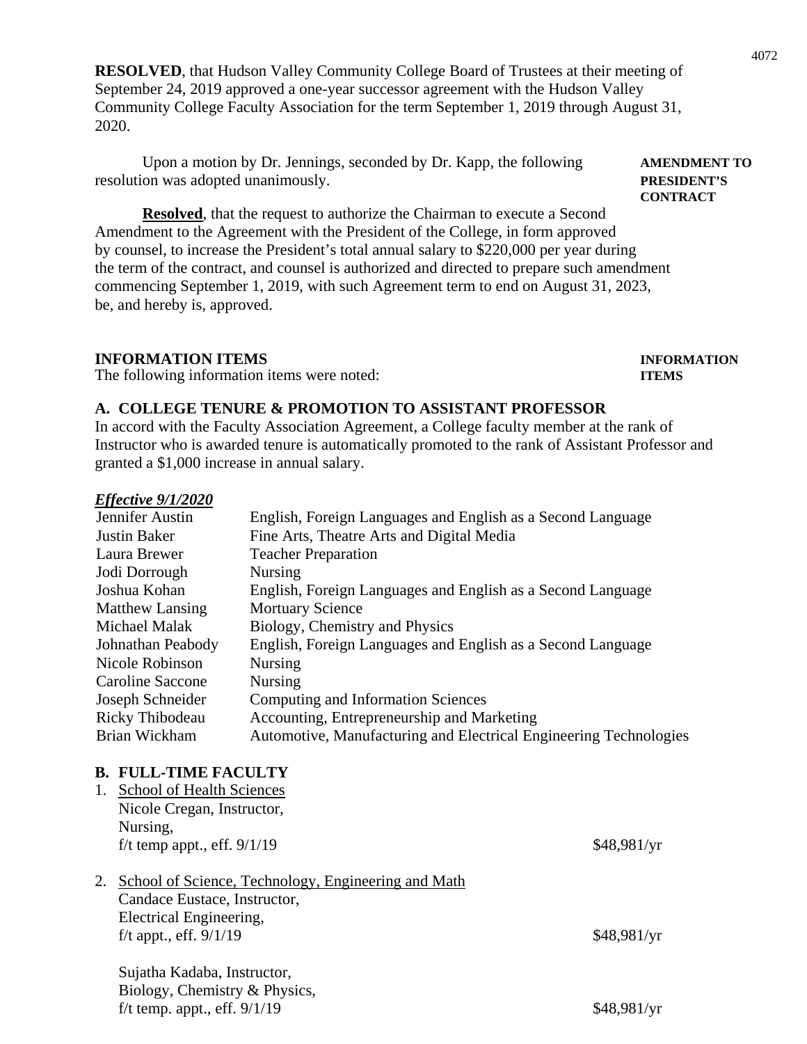**RESOLVED**, that Hudson Valley Community College Board of Trustees at their meeting of September 24, 2019 approved a one-year successor agreement with the Hudson Valley Community College Faculty Association for the term September 1, 2019 through August 31, 2020.

**AMENDMENT TO PRESIDENT'S CONTRACT**

Upon a motion by Dr. Jennings, seconded by Dr. Kapp, the following resolution was adopted unanimously.

**Resolved**, that the request to authorize the Chairman to execute a Second Amendment to the Agreement with the President of the College, in form approved by counsel, to increase the President's total annual salary to $220,000 per year during the term of the contract, and counsel is authorized and directed to prepare such amendment commencing September 1, 2019, with such Agreement term to end on August 31, 2023, be, and hereby is, approved.

## INFORMATION ITEMS

**INFORMATION ITEMS**

The following information items were noted:

### A. COLLEGE TENURE & PROMOTION TO ASSISTANT PROFESSOR

In accord with the Faculty Association Agreement, a College faculty member at the rank of Instructor who is awarded tenure is automatically promoted to the rank of Assistant Professor and granted a $1,000 increase in annual salary.

***Effective 9/1/2020***

| Name | Department |
|---|---|
| Jennifer Austin | English, Foreign Languages and English as a Second Language |
| Justin Baker | Fine Arts, Theatre Arts and Digital Media |
| Laura Brewer | Teacher Preparation |
| Jodi Dorrough | Nursing |
| Joshua Kohan | English, Foreign Languages and English as a Second Language |
| Matthew Lansing | Mortuary Science |
| Michael Malak | Biology, Chemistry and Physics |
| Johnathan Peabody | English, Foreign Languages and English as a Second Language |
| Nicole Robinson | Nursing |
| Caroline Saccone | Nursing |
| Joseph Schneider | Computing and Information Sciences |
| Ricky Thibodeau | Accounting, Entrepreneurship and Marketing |
| Brian Wickham | Automotive, Manufacturing and Electrical Engineering Technologies |

### B. FULL-TIME FACULTY

1. School of Health Sciences
   Nicole Cregan, Instructor,
   Nursing,
   f/t temp appt., eff. 9/1/19 — $48,981/yr

2. School of Science, Technology, Engineering and Math
   Candace Eustace, Instructor,
   Electrical Engineering,
   f/t appt., eff. 9/1/19 — $48,981/yr

   Sujatha Kadaba, Instructor,
   Biology, Chemistry & Physics,
   f/t temp. appt., eff. 9/1/19 — $48,981/yr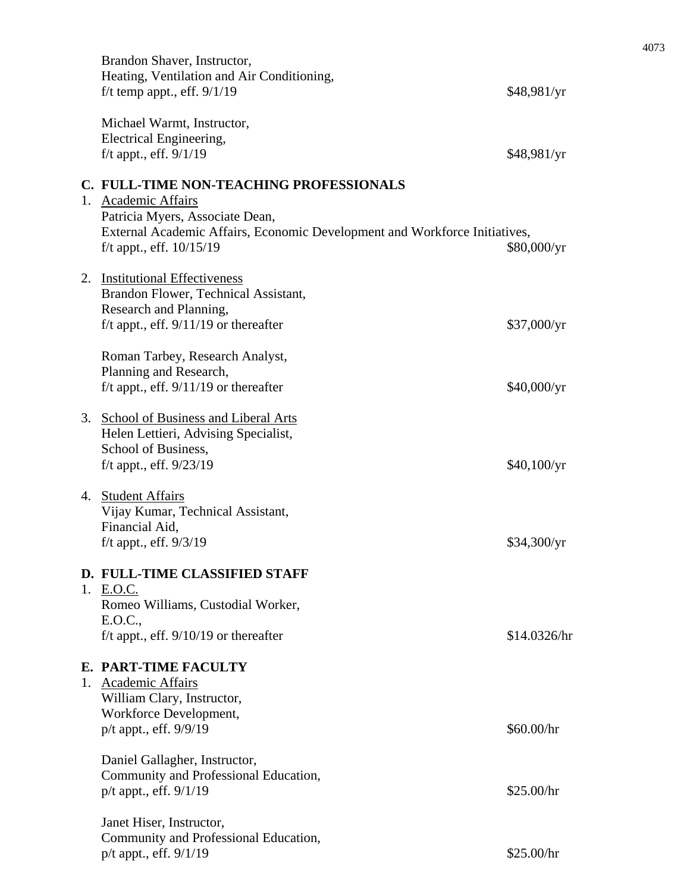Brandon Shaver, Instructor,
Heating, Ventilation and Air Conditioning,
f/t temp appt., eff. 9/1/19 $48,981/yr

Michael Warmt, Instructor,
Electrical Engineering,
f/t appt., eff. 9/1/19 $48,981/yr

**C. FULL-TIME NON-TEACHING PROFESSIONALS**

1. Academic Affairs

   Patricia Myers, Associate Dean,
   External Academic Affairs, Economic Development and Workforce Initiatives,
   f/t appt., eff. 10/15/19 $80,000/yr

2. Institutional Effectiveness

   Brandon Flower, Technical Assistant,
   Research and Planning,
   f/t appt., eff. 9/11/19 or thereafter $37,000/yr

   Roman Tarbey, Research Analyst,
   Planning and Research,
   f/t appt., eff. 9/11/19 or thereafter $40,000/yr

3. School of Business and Liberal Arts

   Helen Lettieri, Advising Specialist,
   School of Business,
   f/t appt., eff. 9/23/19 $40,100/yr

4. Student Affairs

   Vijay Kumar, Technical Assistant,
   Financial Aid,
   f/t appt., eff. 9/3/19 $34,300/yr

**D. FULL-TIME CLASSIFIED STAFF**

1. E.O.C.

   Romeo Williams, Custodial Worker,
   E.O.C.,
   f/t appt., eff. 9/10/19 or thereafter $14.0326/hr

**E. PART-TIME FACULTY**

1. Academic Affairs

   William Clary, Instructor,
   Workforce Development,
   p/t appt., eff. 9/9/19 $60.00/hr

   Daniel Gallagher, Instructor,
   Community and Professional Education,
   p/t appt., eff. 9/1/19 $25.00/hr

   Janet Hiser, Instructor,
   Community and Professional Education,
   p/t appt., eff. 9/1/19 $25.00/hr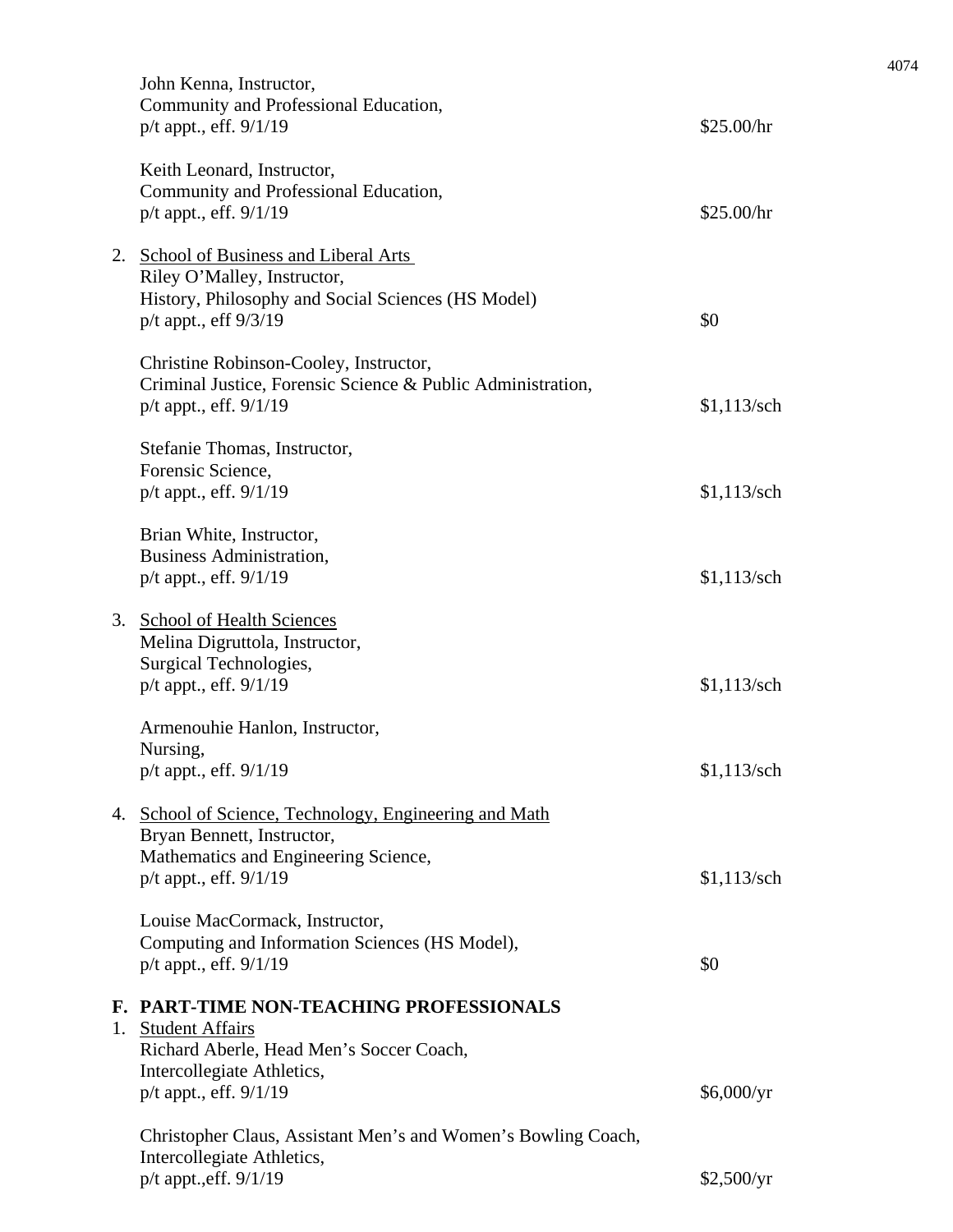John Kenna, Instructor,
Community and Professional Education,
p/t appt., eff. 9/1/19 — $25.00/hr

Keith Leonard, Instructor,
Community and Professional Education,
p/t appt., eff. 9/1/19 — $25.00/hr

2. School of Business and Liberal Arts

   Riley O'Malley, Instructor,
   History, Philosophy and Social Sciences (HS Model)
   p/t appt., eff 9/3/19 — $0

   Christine Robinson-Cooley, Instructor,
   Criminal Justice, Forensic Science & Public Administration,
   p/t appt., eff. 9/1/19 — $1,113/sch

   Stefanie Thomas, Instructor,
   Forensic Science,
   p/t appt., eff. 9/1/19 — $1,113/sch

   Brian White, Instructor,
   Business Administration,
   p/t appt., eff. 9/1/19 — $1,113/sch

3. School of Health Sciences

   Melina Digruttola, Instructor,
   Surgical Technologies,
   p/t appt., eff. 9/1/19 — $1,113/sch

   Armenouhie Hanlon, Instructor,
   Nursing,
   p/t appt., eff. 9/1/19 — $1,113/sch

4. School of Science, Technology, Engineering and Math

   Bryan Bennett, Instructor,
   Mathematics and Engineering Science,
   p/t appt., eff. 9/1/19 — $1,113/sch

   Louise MacCormack, Instructor,
   Computing and Information Sciences (HS Model),
   p/t appt., eff. 9/1/19 — $0

**F. PART-TIME NON-TEACHING PROFESSIONALS**

1. Student Affairs

   Richard Aberle, Head Men's Soccer Coach,
   Intercollegiate Athletics,
   p/t appt., eff. 9/1/19 — $6,000/yr

   Christopher Claus, Assistant Men's and Women's Bowling Coach,
   Intercollegiate Athletics,
   p/t appt.,eff. 9/1/19 — $2,500/yr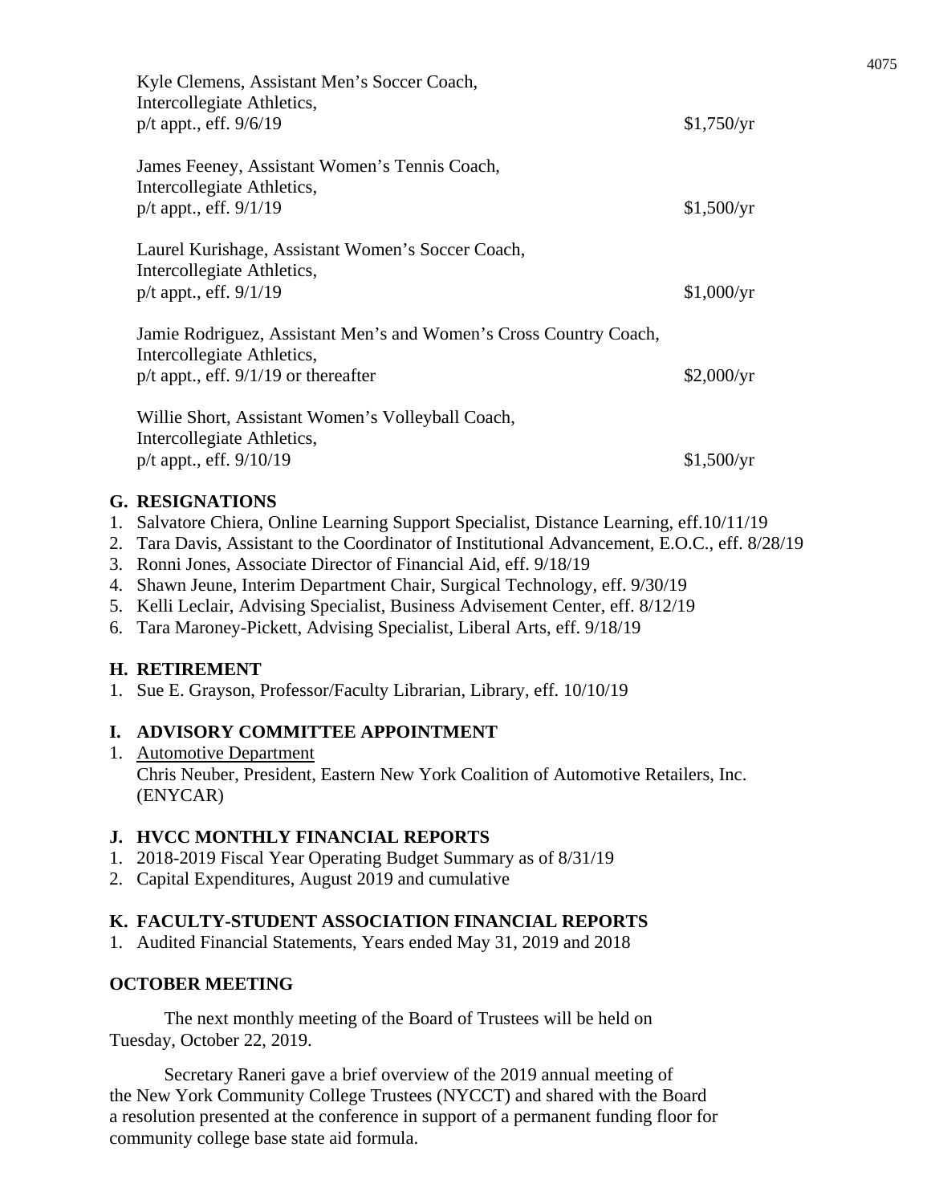Kyle Clemens, Assistant Men's Soccer Coach,
Intercollegiate Athletics,
p/t appt., eff. 9/6/19 $1,750/yr

James Feeney, Assistant Women's Tennis Coach,
Intercollegiate Athletics,
p/t appt., eff. 9/1/19 $1,500/yr

Laurel Kurishage, Assistant Women's Soccer Coach,
Intercollegiate Athletics,
p/t appt., eff. 9/1/19 $1,000/yr

Jamie Rodriguez, Assistant Men's and Women's Cross Country Coach,
Intercollegiate Athletics,
p/t appt., eff. 9/1/19 or thereafter $2,000/yr

Willie Short, Assistant Women's Volleyball Coach,
Intercollegiate Athletics,
p/t appt., eff. 9/10/19 $1,500/yr

### G. RESIGNATIONS

1. Salvatore Chiera, Online Learning Support Specialist, Distance Learning, eff.10/11/19
2. Tara Davis, Assistant to the Coordinator of Institutional Advancement, E.O.C., eff. 8/28/19
3. Ronni Jones, Associate Director of Financial Aid, eff. 9/18/19
4. Shawn Jeune, Interim Department Chair, Surgical Technology, eff. 9/30/19
5. Kelli Leclair, Advising Specialist, Business Advisement Center, eff. 8/12/19
6. Tara Maroney-Pickett, Advising Specialist, Liberal Arts, eff. 9/18/19

### H. RETIREMENT

1. Sue E. Grayson, Professor/Faculty Librarian, Library, eff. 10/10/19

### I. ADVISORY COMMITTEE APPOINTMENT

1. Automotive Department
   Chris Neuber, President, Eastern New York Coalition of Automotive Retailers, Inc. (ENYCAR)

### J. HVCC MONTHLY FINANCIAL REPORTS

1. 2018-2019 Fiscal Year Operating Budget Summary as of 8/31/19
2. Capital Expenditures, August 2019 and cumulative

### K. FACULTY-STUDENT ASSOCIATION FINANCIAL REPORTS

1. Audited Financial Statements, Years ended May 31, 2019 and 2018

### OCTOBER MEETING

The next monthly meeting of the Board of Trustees will be held on Tuesday, October 22, 2019.

Secretary Raneri gave a brief overview of the 2019 annual meeting of the New York Community College Trustees (NYCCT) and shared with the Board a resolution presented at the conference in support of a permanent funding floor for community college base state aid formula.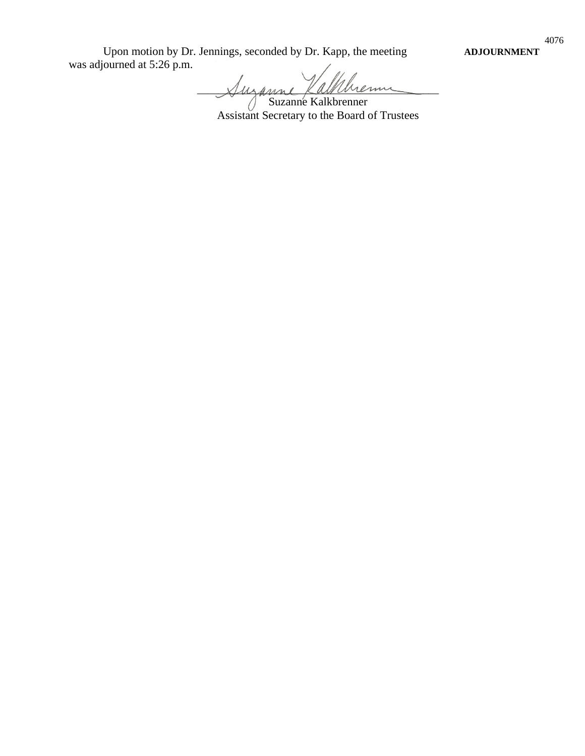**ADJOURNMENT**

Upon motion by Dr. Jennings, seconded by Dr. Kapp, the meeting was adjourned at 5:26 p.m.

Suzanne Kalkbrenner
Assistant Secretary to the Board of Trustees